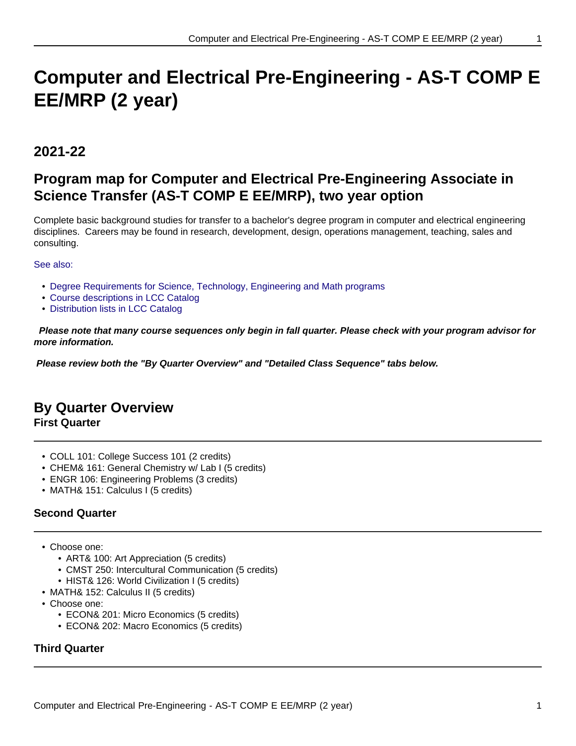# Computer and Electrical Pre-Engineering - AS-T COMP E EE/MRP (2 year)

## 2021-22

## Program map for Computer and Electrical Pre-Engineering Associate in Science Transfer (AS-T COMP E EE/MRP), two year option

Complete basic background studies for transfer to a bachelor's degree program in computer and electrical engineering disciplines. Careers may be found in research, development, design, operations management, teaching, sales and consulting.

See also:

- Degree Requirements for Science, Technology, Engineering and Math programs
- Course descriptions in LCC Catalog
- Distribution lists in LCC Catalog

***Please note that many course sequences only begin in fall quarter. Please check with your program advisor for more information.***

***Please review both the "By Quarter Overview" and "Detailed Class Sequence" tabs below.***

## By Quarter Overview

### First Quarter

- COLL 101: College Success 101 (2 credits)
- CHEM& 161: General Chemistry w/ Lab I (5 credits)
- ENGR 106: Engineering Problems (3 credits)
- MATH& 151: Calculus I (5 credits)

### Second Quarter

- Choose one:
  - ART& 100: Art Appreciation (5 credits)
  - CMST 250: Intercultural Communication (5 credits)
  - HIST& 126: World Civilization I (5 credits)
- MATH& 152: Calculus II (5 credits)
- Choose one:
  - ECON& 201: Micro Economics (5 credits)
  - ECON& 202: Macro Economics (5 credits)

### Third Quarter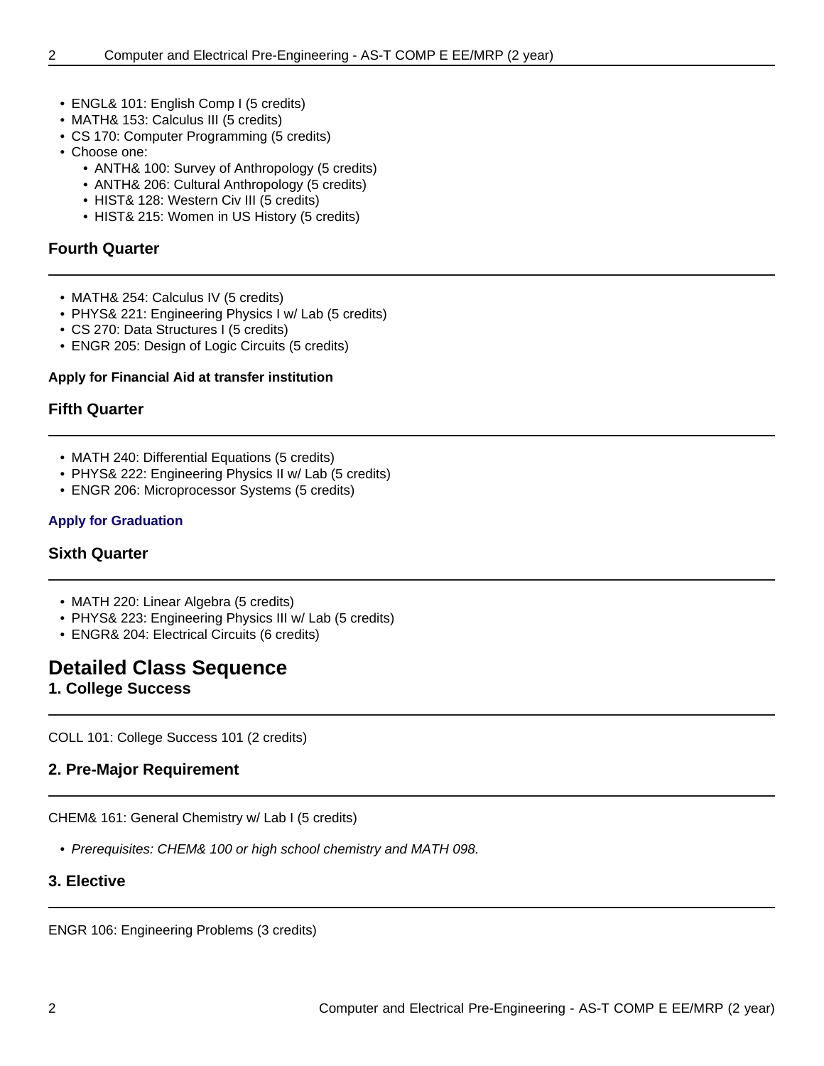- ENGL& 101: English Comp I (5 credits)
- MATH& 153: Calculus III (5 credits)
- CS 170: Computer Programming (5 credits)
- Choose one:
  - ANTH& 100: Survey of Anthropology (5 credits)
  - ANTH& 206: Cultural Anthropology (5 credits)
  - HIST& 128: Western Civ III (5 credits)
  - HIST& 215: Women in US History (5 credits)

### Fourth Quarter

- MATH& 254: Calculus IV (5 credits)
- PHYS& 221: Engineering Physics I w/ Lab (5 credits)
- CS 270: Data Structures I (5 credits)
- ENGR 205: Design of Logic Circuits (5 credits)

**Apply for Financial Aid at transfer institution**

### Fifth Quarter

- MATH 240: Differential Equations (5 credits)
- PHYS& 222: Engineering Physics II w/ Lab (5 credits)
- ENGR 206: Microprocessor Systems (5 credits)

**Apply for Graduation**

### Sixth Quarter

- MATH 220: Linear Algebra (5 credits)
- PHYS& 223: Engineering Physics III w/ Lab (5 credits)
- ENGR& 204: Electrical Circuits (6 credits)

## Detailed Class Sequence

### 1. College Success

COLL 101: College Success 101 (2 credits)

### 2. Pre-Major Requirement

CHEM& 161: General Chemistry w/ Lab I (5 credits)

- *Prerequisites: CHEM& 100 or high school chemistry and MATH 098.*

### 3. Elective

ENGR 106: Engineering Problems (3 credits)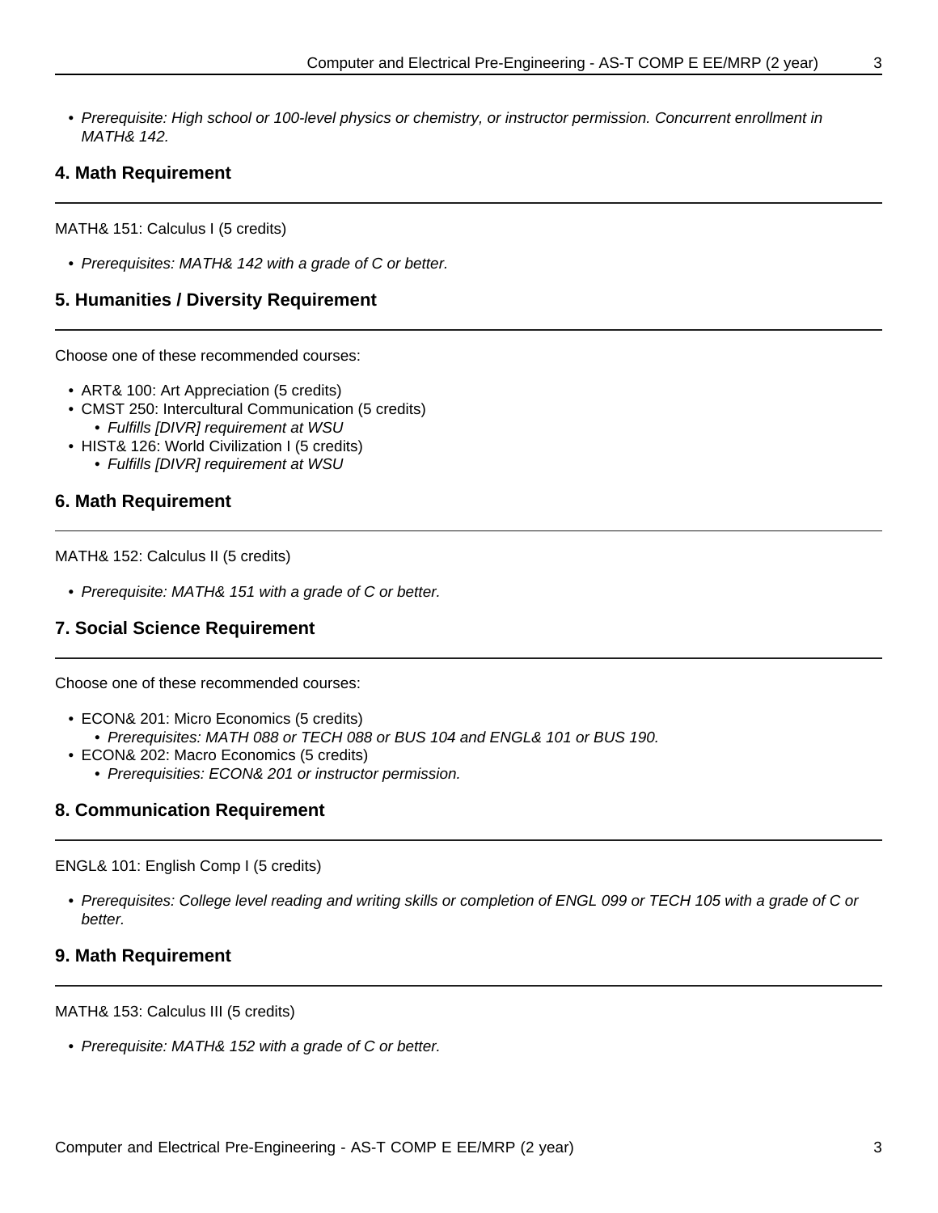- *Prerequisite: High school or 100-level physics or chemistry, or instructor permission. Concurrent enrollment in MATH& 142.*

### 4. Math Requirement

MATH& 151: Calculus I (5 credits)

- *Prerequisites: MATH& 142 with a grade of C or better.*

### 5. Humanities / Diversity Requirement

Choose one of these recommended courses:

- ART& 100: Art Appreciation (5 credits)
- CMST 250: Intercultural Communication (5 credits)
  - *Fulfills [DIVR] requirement at WSU*
- HIST& 126: World Civilization I (5 credits)
  - *Fulfills [DIVR] requirement at WSU*

### 6. Math Requirement

MATH& 152: Calculus II (5 credits)

- *Prerequisite: MATH& 151 with a grade of C or better.*

### 7. Social Science Requirement

Choose one of these recommended courses:

- ECON& 201: Micro Economics (5 credits)
  - *Prerequisites: MATH 088 or TECH 088 or BUS 104 and ENGL& 101 or BUS 190.*
- ECON& 202: Macro Economics (5 credits)
  - *Prerequisities: ECON& 201 or instructor permission.*

### 8. Communication Requirement

ENGL& 101: English Comp I (5 credits)

- *Prerequisites: College level reading and writing skills or completion of ENGL 099 or TECH 105 with a grade of C or better.*

### 9. Math Requirement

MATH& 153: Calculus III (5 credits)

- *Prerequisite: MATH& 152 with a grade of C or better.*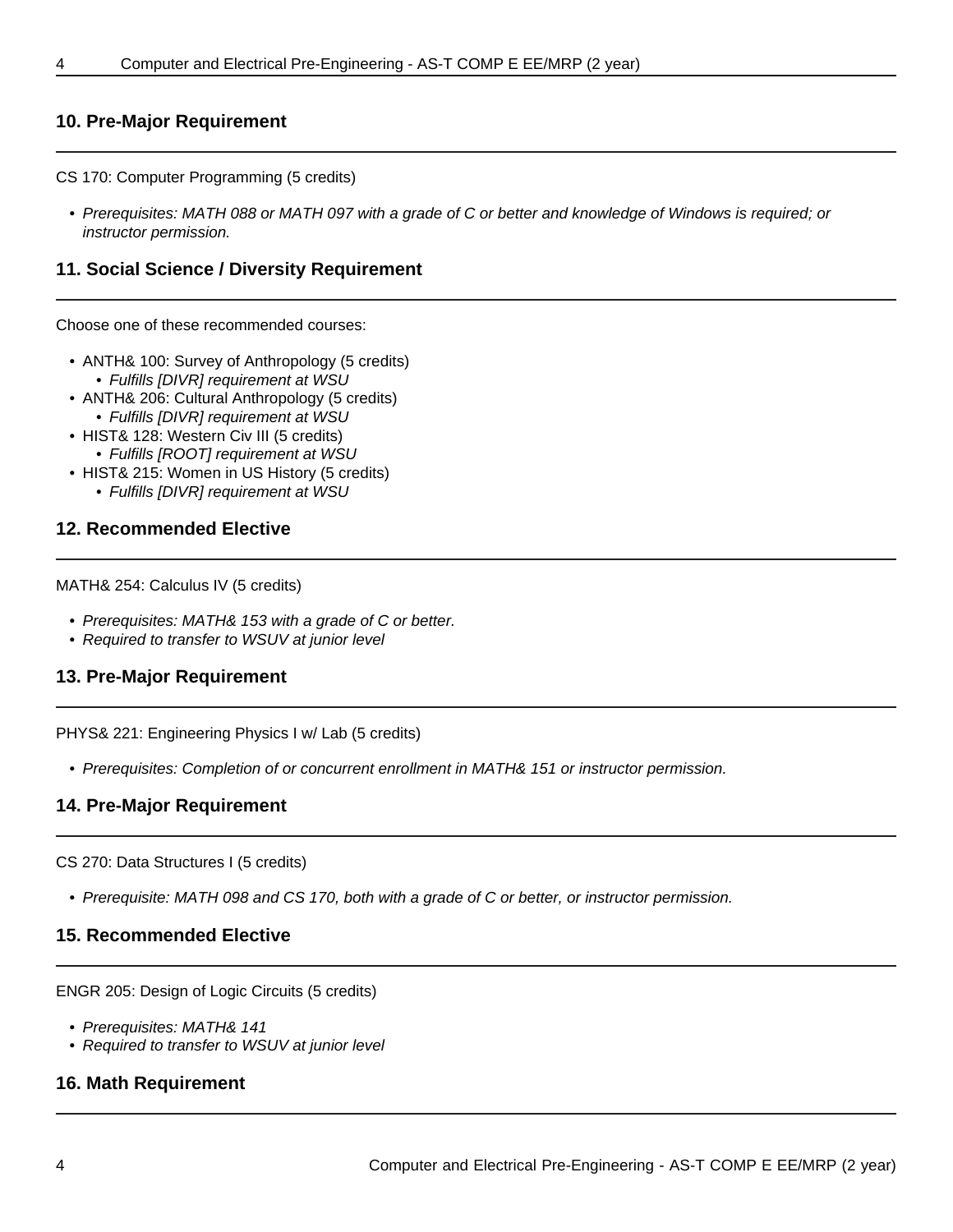## 10. Pre-Major Requirement

CS 170: Computer Programming (5 credits)

- *Prerequisites: MATH 088 or MATH 097 with a grade of C or better and knowledge of Windows is required; or instructor permission.*

## 11. Social Science / Diversity Requirement

Choose one of these recommended courses:

- ANTH& 100: Survey of Anthropology (5 credits)
  - *Fulfills [DIVR] requirement at WSU*
- ANTH& 206: Cultural Anthropology (5 credits)
  - *Fulfills [DIVR] requirement at WSU*
- HIST& 128: Western Civ III (5 credits)
  - *Fulfills [ROOT] requirement at WSU*
- HIST& 215: Women in US History (5 credits)
  - *Fulfills [DIVR] requirement at WSU*

## 12. Recommended Elective

MATH& 254: Calculus IV (5 credits)

- *Prerequisites: MATH& 153 with a grade of C or better.*
- *Required to transfer to WSUV at junior level*

## 13. Pre-Major Requirement

PHYS& 221: Engineering Physics I w/ Lab (5 credits)

- *Prerequisites: Completion of or concurrent enrollment in MATH& 151 or instructor permission.*

## 14. Pre-Major Requirement

CS 270: Data Structures I (5 credits)

- *Prerequisite: MATH 098 and CS 170, both with a grade of C or better, or instructor permission.*

## 15. Recommended Elective

ENGR 205: Design of Logic Circuits (5 credits)

- *Prerequisites: MATH& 141*
- *Required to transfer to WSUV at junior level*

## 16. Math Requirement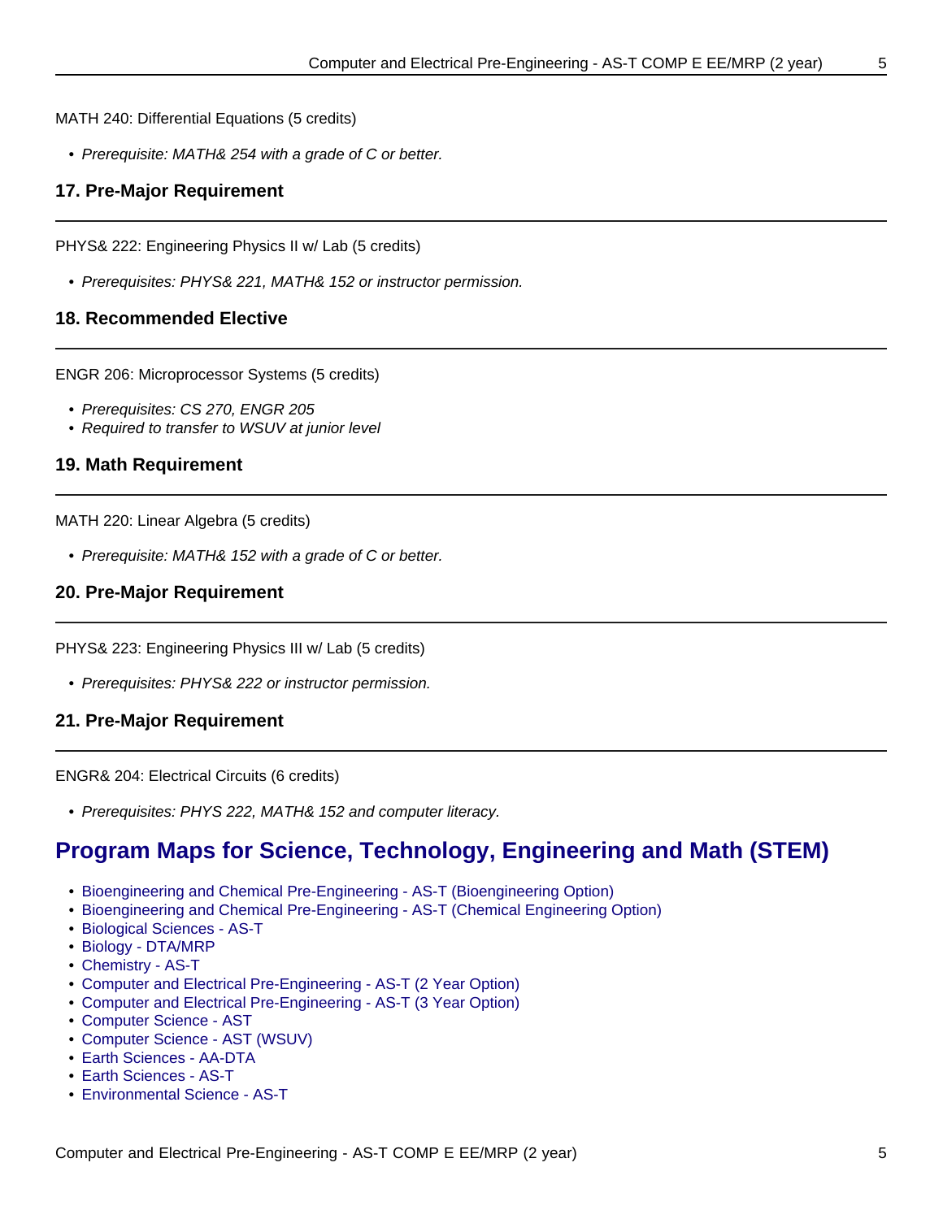MATH 240: Differential Equations (5 credits)

- *Prerequisite: MATH& 254 with a grade of C or better.*

### 17. Pre-Major Requirement

PHYS& 222: Engineering Physics II w/ Lab (5 credits)

- *Prerequisites: PHYS& 221, MATH& 152 or instructor permission.*

### 18. Recommended Elective

ENGR 206: Microprocessor Systems (5 credits)

- *Prerequisites: CS 270, ENGR 205*
- *Required to transfer to WSUV at junior level*

### 19. Math Requirement

MATH 220: Linear Algebra (5 credits)

- *Prerequisite: MATH& 152 with a grade of C or better.*

### 20. Pre-Major Requirement

PHYS& 223: Engineering Physics III w/ Lab (5 credits)

- *Prerequisites: PHYS& 222 or instructor permission.*

### 21. Pre-Major Requirement

ENGR& 204: Electrical Circuits (6 credits)

- *Prerequisites: PHYS 222, MATH& 152 and computer literacy.*

## Program Maps for Science, Technology, Engineering and Math (STEM)

- Bioengineering and Chemical Pre-Engineering - AS-T (Bioengineering Option)
- Bioengineering and Chemical Pre-Engineering - AS-T (Chemical Engineering Option)
- Biological Sciences - AS-T
- Biology - DTA/MRP
- Chemistry - AS-T
- Computer and Electrical Pre-Engineering - AS-T (2 Year Option)
- Computer and Electrical Pre-Engineering - AS-T (3 Year Option)
- Computer Science - AST
- Computer Science - AST (WSUV)
- Earth Sciences - AA-DTA
- Earth Sciences - AS-T
- Environmental Science - AS-T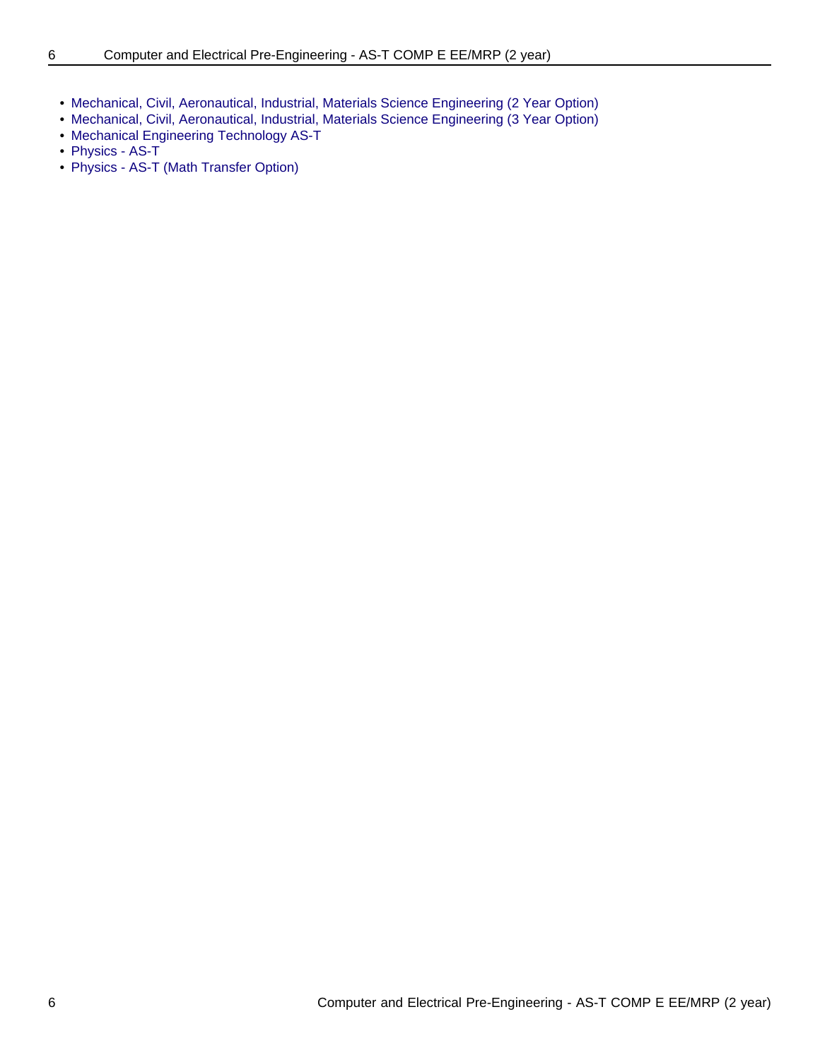- Mechanical, Civil, Aeronautical, Industrial, Materials Science Engineering (2 Year Option)
- Mechanical, Civil, Aeronautical, Industrial, Materials Science Engineering (3 Year Option)
- Mechanical Engineering Technology AS-T
- Physics - AS-T
- Physics - AS-T (Math Transfer Option)